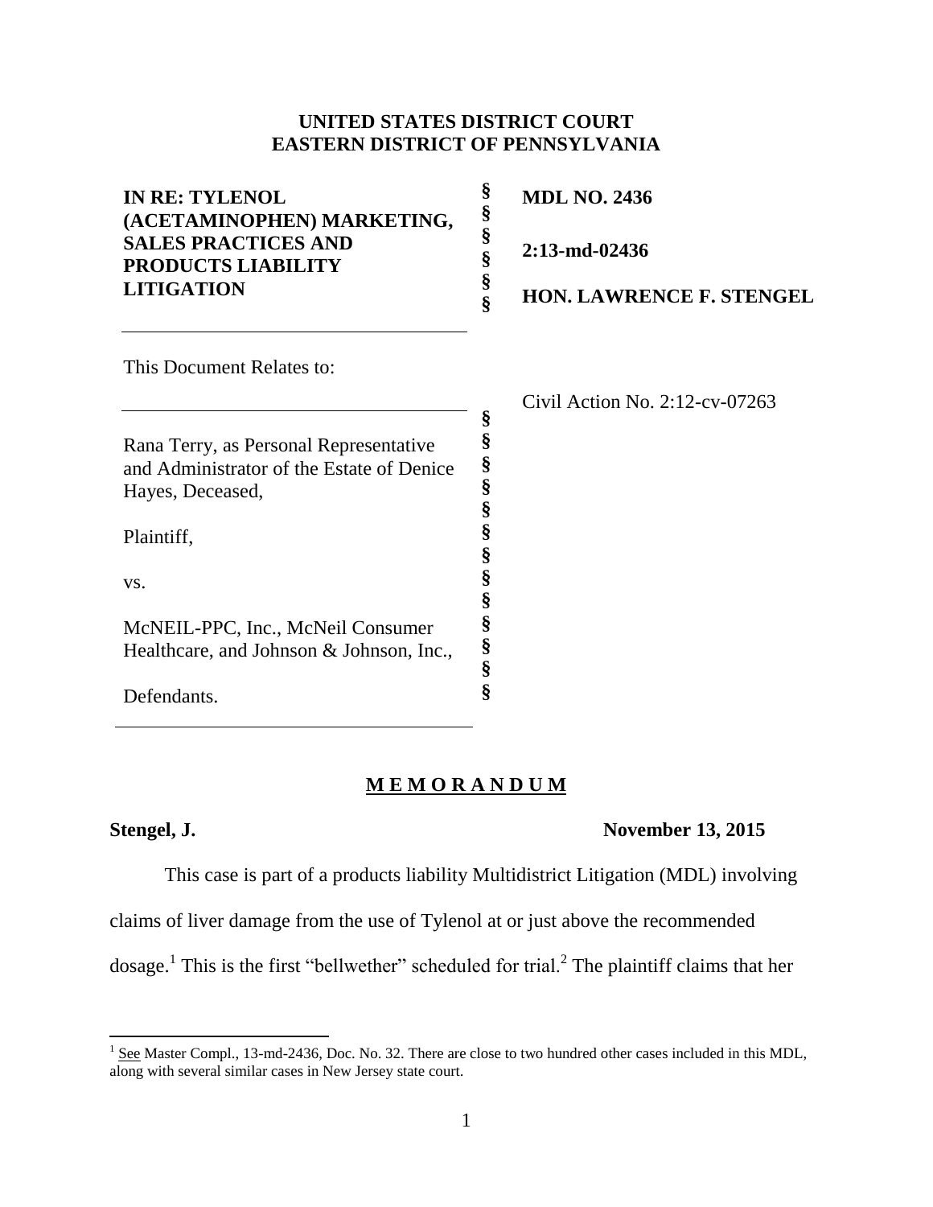**UNITED STATES DISTRICT COURT**
**EASTERN DISTRICT OF PENNSYLVANIA**

| | | |
|---|---|---|
| **IN RE: TYLENOL (ACETAMINOPHEN) MARKETING, SALES PRACTICES AND PRODUCTS LIABILITY LITIGATION** | § § § § § § | **MDL NO. 2436**<br><br>**2:13-md-02436**<br><br>**HON. LAWRENCE F. STENGEL** |

This Document Relates to:

Civil Action No. 2:12-cv-07263

Rana Terry, as Personal Representative and Administrator of the Estate of Denice Hayes, Deceased,

Plaintiff,

vs.

McNEIL-PPC, Inc., McNeil Consumer Healthcare, and Johnson & Johnson, Inc.,

Defendants.

# M E M O R A N D U M

**Stengel, J.** **November 13, 2015**

This case is part of a products liability Multidistrict Litigation (MDL) involving claims of liver damage from the use of Tylenol at or just above the recommended dosage.[1] This is the first "bellwether" scheduled for trial.[2] The plaintiff claims that her

---

[1] See Master Compl., 13-md-2436, Doc. No. 32. There are close to two hundred other cases included in this MDL, along with several similar cases in New Jersey state court.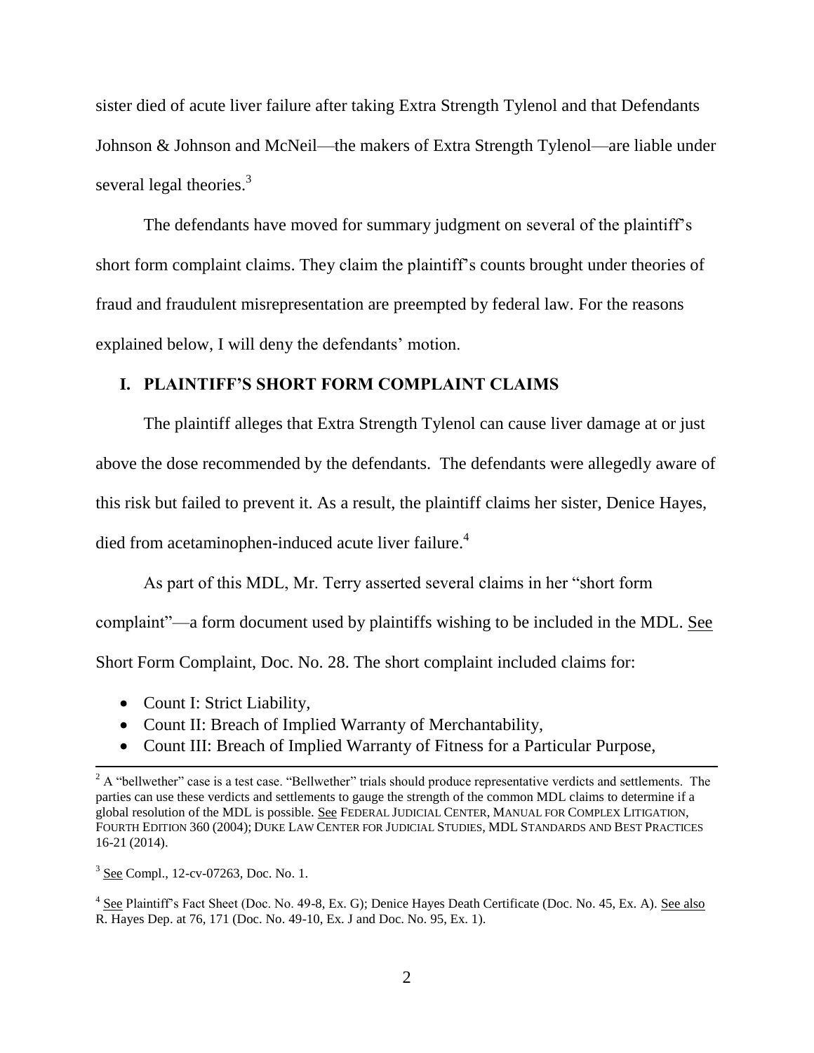sister died of acute liver failure after taking Extra Strength Tylenol and that Defendants Johnson & Johnson and McNeil—the makers of Extra Strength Tylenol—are liable under several legal theories.[3]

The defendants have moved for summary judgment on several of the plaintiff's short form complaint claims. They claim the plaintiff's counts brought under theories of fraud and fraudulent misrepresentation are preempted by federal law. For the reasons explained below, I will deny the defendants' motion.

## I. PLAINTIFF'S SHORT FORM COMPLAINT CLAIMS

The plaintiff alleges that Extra Strength Tylenol can cause liver damage at or just above the dose recommended by the defendants. The defendants were allegedly aware of this risk but failed to prevent it. As a result, the plaintiff claims her sister, Denice Hayes, died from acetaminophen-induced acute liver failure.[4]

As part of this MDL, Mr. Terry asserted several claims in her "short form complaint"—a form document used by plaintiffs wishing to be included in the MDL. See Short Form Complaint, Doc. No. 28. The short complaint included claims for:

- Count I: Strict Liability,
- Count II: Breach of Implied Warranty of Merchantability,
- Count III: Breach of Implied Warranty of Fitness for a Particular Purpose,

---

[2] A "bellwether" case is a test case. "Bellwether" trials should produce representative verdicts and settlements. The parties can use these verdicts and settlements to gauge the strength of the common MDL claims to determine if a global resolution of the MDL is possible. See FEDERAL JUDICIAL CENTER, MANUAL FOR COMPLEX LITIGATION, FOURTH EDITION 360 (2004); DUKE LAW CENTER FOR JUDICIAL STUDIES, MDL STANDARDS AND BEST PRACTICES 16-21 (2014).

[3] See Compl., 12-cv-07263, Doc. No. 1.

[4] See Plaintiff's Fact Sheet (Doc. No. 49-8, Ex. G); Denice Hayes Death Certificate (Doc. No. 45, Ex. A). See also R. Hayes Dep. at 76, 171 (Doc. No. 49-10, Ex. J and Doc. No. 95, Ex. 1).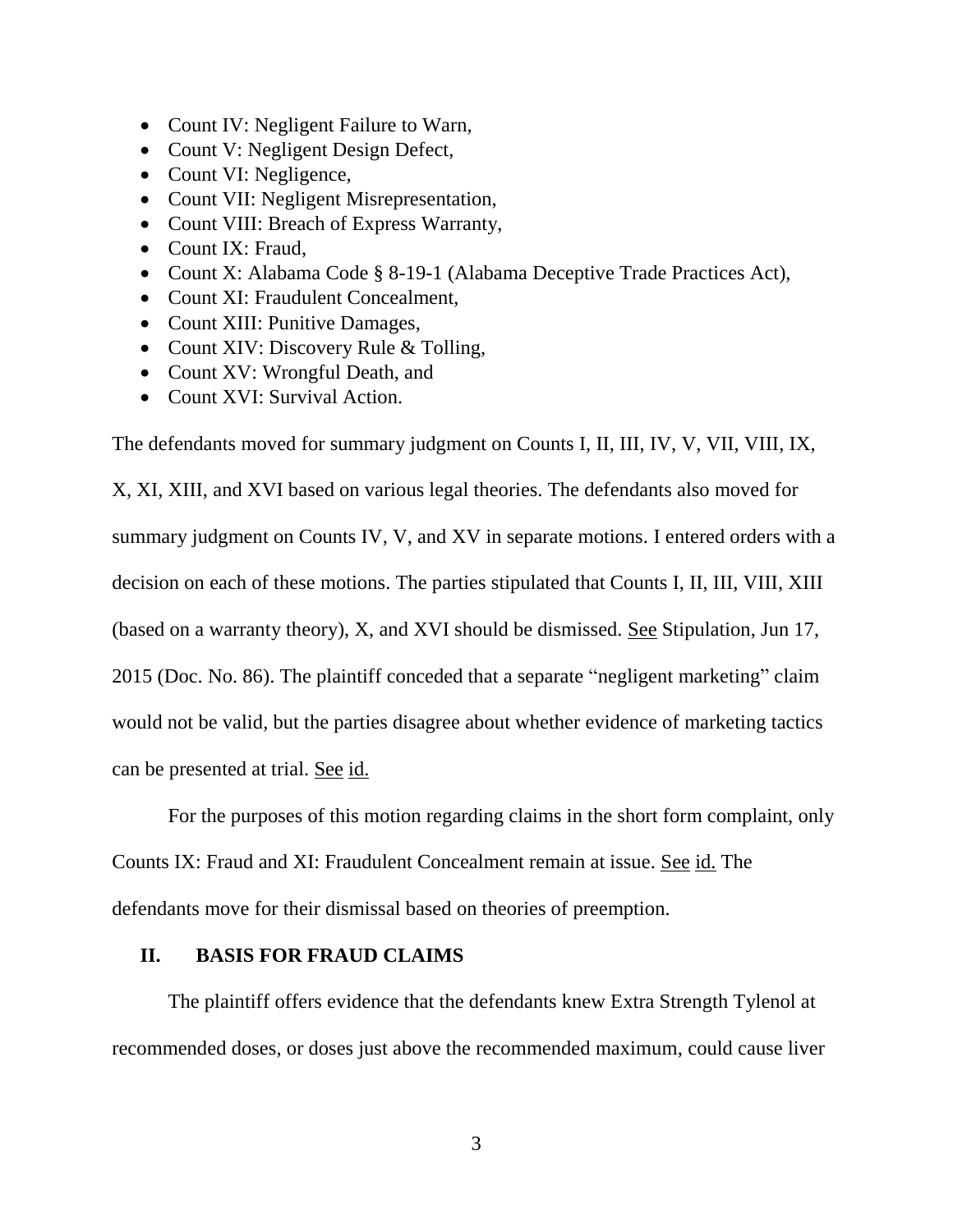- Count IV: Negligent Failure to Warn,
- Count V: Negligent Design Defect,
- Count VI: Negligence,
- Count VII: Negligent Misrepresentation,
- Count VIII: Breach of Express Warranty,
- Count IX: Fraud,
- Count X: Alabama Code § 8-19-1 (Alabama Deceptive Trade Practices Act),
- Count XI: Fraudulent Concealment,
- Count XIII: Punitive Damages,
- Count XIV: Discovery Rule & Tolling,
- Count XV: Wrongful Death, and
- Count XVI: Survival Action.

The defendants moved for summary judgment on Counts I, II, III, IV, V, VII, VIII, IX, X, XI, XIII, and XVI based on various legal theories. The defendants also moved for summary judgment on Counts IV, V, and XV in separate motions. I entered orders with a decision on each of these motions. The parties stipulated that Counts I, II, III, VIII, XIII (based on a warranty theory), X, and XVI should be dismissed. See Stipulation, Jun 17, 2015 (Doc. No. 86). The plaintiff conceded that a separate "negligent marketing" claim would not be valid, but the parties disagree about whether evidence of marketing tactics can be presented at trial. See id.

For the purposes of this motion regarding claims in the short form complaint, only Counts IX: Fraud and XI: Fraudulent Concealment remain at issue. See id. The defendants move for their dismissal based on theories of preemption.

## II. BASIS FOR FRAUD CLAIMS

The plaintiff offers evidence that the defendants knew Extra Strength Tylenol at recommended doses, or doses just above the recommended maximum, could cause liver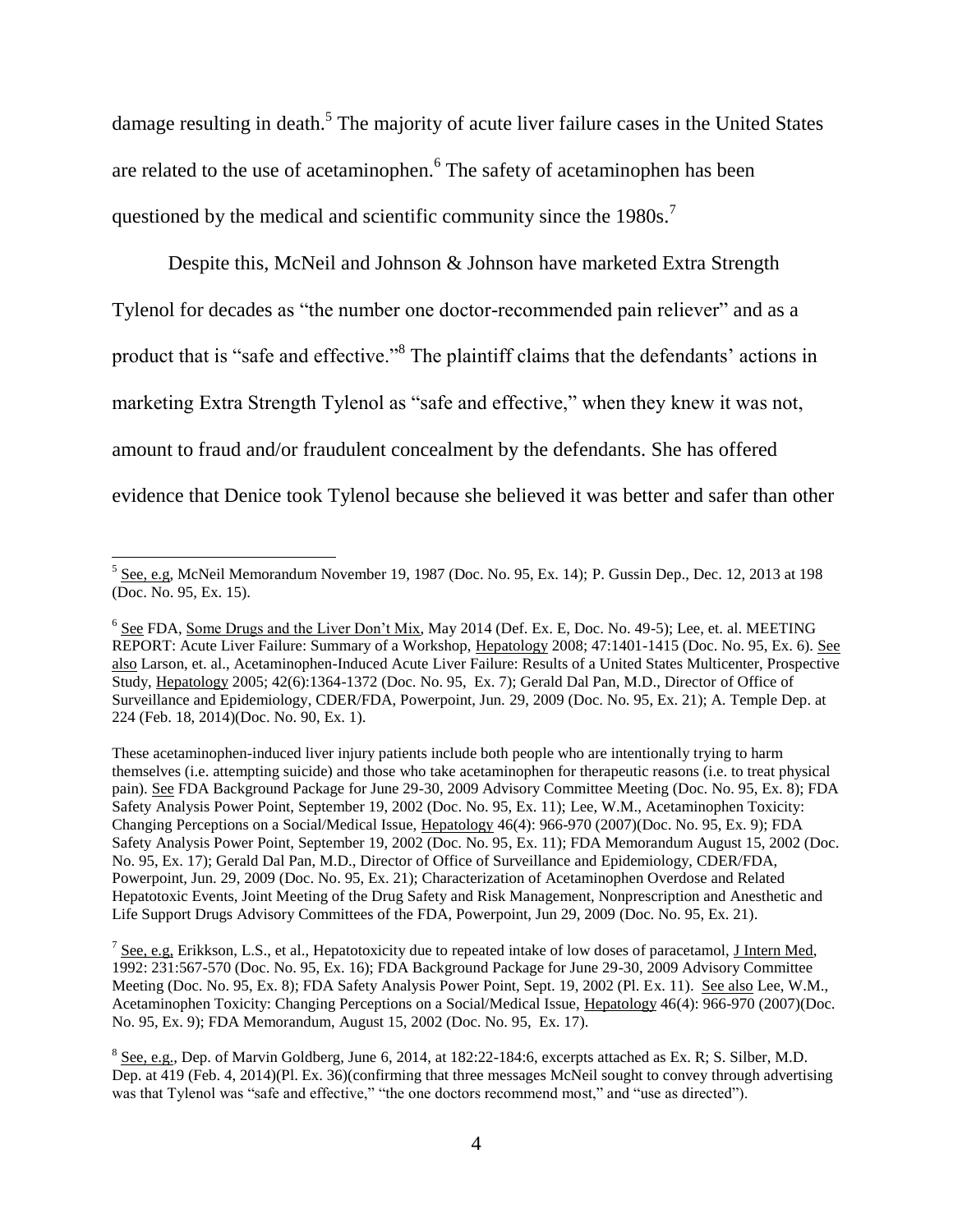damage resulting in death.[5] The majority of acute liver failure cases in the United States are related to the use of acetaminophen.[6] The safety of acetaminophen has been questioned by the medical and scientific community since the 1980s.[7]

Despite this, McNeil and Johnson & Johnson have marketed Extra Strength Tylenol for decades as "the number one doctor-recommended pain reliever" and as a product that is "safe and effective."[8] The plaintiff claims that the defendants' actions in marketing Extra Strength Tylenol as "safe and effective," when they knew it was not, amount to fraud and/or fraudulent concealment by the defendants. She has offered evidence that Denice took Tylenol because she believed it was better and safer than other

---

[5] See, e.g, McNeil Memorandum November 19, 1987 (Doc. No. 95, Ex. 14); P. Gussin Dep., Dec. 12, 2013 at 198 (Doc. No. 95, Ex. 15).

[6] See FDA, Some Drugs and the Liver Don't Mix, May 2014 (Def. Ex. E, Doc. No. 49-5); Lee, et. al. MEETING REPORT: Acute Liver Failure: Summary of a Workshop, Hepatology 2008; 47:1401-1415 (Doc. No. 95, Ex. 6). See also Larson, et. al., Acetaminophen-Induced Acute Liver Failure: Results of a United States Multicenter, Prospective Study, Hepatology 2005; 42(6):1364-1372 (Doc. No. 95, Ex. 7); Gerald Dal Pan, M.D., Director of Office of Surveillance and Epidemiology, CDER/FDA, Powerpoint, Jun. 29, 2009 (Doc. No. 95, Ex. 21); A. Temple Dep. at 224 (Feb. 18, 2014)(Doc. No. 90, Ex. 1).

These acetaminophen-induced liver injury patients include both people who are intentionally trying to harm themselves (i.e. attempting suicide) and those who take acetaminophen for therapeutic reasons (i.e. to treat physical pain). See FDA Background Package for June 29-30, 2009 Advisory Committee Meeting (Doc. No. 95, Ex. 8); FDA Safety Analysis Power Point, September 19, 2002 (Doc. No. 95, Ex. 11); Lee, W.M., Acetaminophen Toxicity: Changing Perceptions on a Social/Medical Issue, Hepatology 46(4): 966-970 (2007)(Doc. No. 95, Ex. 9); FDA Safety Analysis Power Point, September 19, 2002 (Doc. No. 95, Ex. 11); FDA Memorandum August 15, 2002 (Doc. No. 95, Ex. 17); Gerald Dal Pan, M.D., Director of Office of Surveillance and Epidemiology, CDER/FDA, Powerpoint, Jun. 29, 2009 (Doc. No. 95, Ex. 21); Characterization of Acetaminophen Overdose and Related Hepatotoxic Events, Joint Meeting of the Drug Safety and Risk Management, Nonprescription and Anesthetic and Life Support Drugs Advisory Committees of the FDA, Powerpoint, Jun 29, 2009 (Doc. No. 95, Ex. 21).

[7] See, e.g, Erikkson, L.S., et al., Hepatotoxicity due to repeated intake of low doses of paracetamol, J Intern Med, 1992: 231:567-570 (Doc. No. 95, Ex. 16); FDA Background Package for June 29-30, 2009 Advisory Committee Meeting (Doc. No. 95, Ex. 8); FDA Safety Analysis Power Point, Sept. 19, 2002 (Pl. Ex. 11). See also Lee, W.M., Acetaminophen Toxicity: Changing Perceptions on a Social/Medical Issue, Hepatology 46(4): 966-970 (2007)(Doc. No. 95, Ex. 9); FDA Memorandum, August 15, 2002 (Doc. No. 95, Ex. 17).

[8] See, e.g., Dep. of Marvin Goldberg, June 6, 2014, at 182:22-184:6, excerpts attached as Ex. R; S. Silber, M.D. Dep. at 419 (Feb. 4, 2014)(Pl. Ex. 36)(confirming that three messages McNeil sought to convey through advertising was that Tylenol was "safe and effective," "the one doctors recommend most," and "use as directed").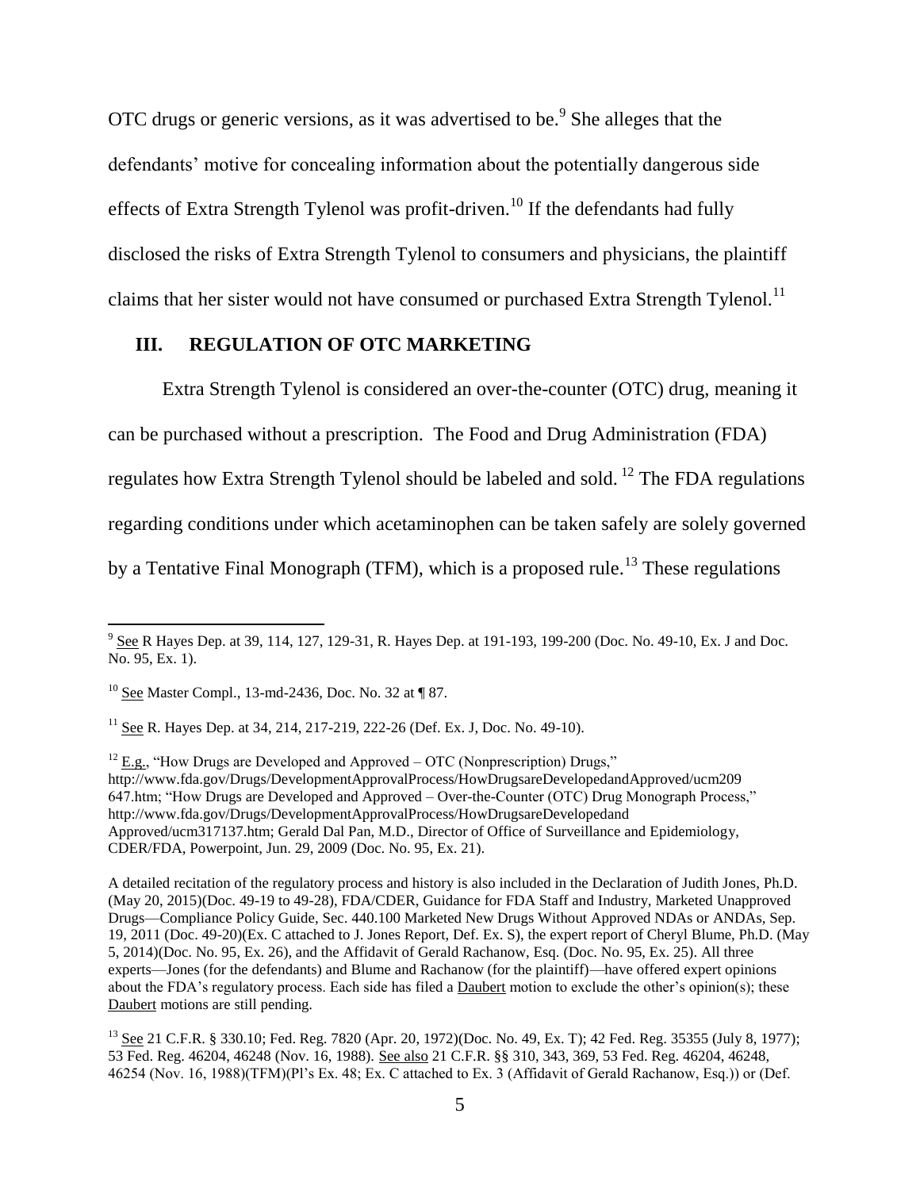OTC drugs or generic versions, as it was advertised to be.[9] She alleges that the defendants' motive for concealing information about the potentially dangerous side effects of Extra Strength Tylenol was profit-driven.[10] If the defendants had fully disclosed the risks of Extra Strength Tylenol to consumers and physicians, the plaintiff claims that her sister would not have consumed or purchased Extra Strength Tylenol.[11]

## III. REGULATION OF OTC MARKETING

Extra Strength Tylenol is considered an over-the-counter (OTC) drug, meaning it can be purchased without a prescription. The Food and Drug Administration (FDA) regulates how Extra Strength Tylenol should be labeled and sold.[12] The FDA regulations regarding conditions under which acetaminophen can be taken safely are solely governed by a Tentative Final Monograph (TFM), which is a proposed rule.[13] These regulations

---

[9] See R Hayes Dep. at 39, 114, 127, 129-31, R. Hayes Dep. at 191-193, 199-200 (Doc. No. 49-10, Ex. J and Doc. No. 95, Ex. 1).

[10] See Master Compl., 13-md-2436, Doc. No. 32 at ¶ 87.

[11] See R. Hayes Dep. at 34, 214, 217-219, 222-26 (Def. Ex. J, Doc. No. 49-10).

[12] E.g., "How Drugs are Developed and Approved – OTC (Nonprescription) Drugs," http://www.fda.gov/Drugs/DevelopmentApprovalProcess/HowDrugsareDevelopedandApproved/ucm209 647.htm; "How Drugs are Developed and Approved – Over-the-Counter (OTC) Drug Monograph Process," http://www.fda.gov/Drugs/DevelopmentApprovalProcess/HowDrugsareDevelopedand Approved/ucm317137.htm; Gerald Dal Pan, M.D., Director of Office of Surveillance and Epidemiology, CDER/FDA, Powerpoint, Jun. 29, 2009 (Doc. No. 95, Ex. 21).

A detailed recitation of the regulatory process and history is also included in the Declaration of Judith Jones, Ph.D. (May 20, 2015)(Doc. 49-19 to 49-28), FDA/CDER, Guidance for FDA Staff and Industry, Marketed Unapproved Drugs—Compliance Policy Guide, Sec. 440.100 Marketed New Drugs Without Approved NDAs or ANDAs, Sep. 19, 2011 (Doc. 49-20)(Ex. C attached to J. Jones Report, Def. Ex. S), the expert report of Cheryl Blume, Ph.D. (May 5, 2014)(Doc. No. 95, Ex. 26), and the Affidavit of Gerald Rachanow, Esq. (Doc. No. 95, Ex. 25). All three experts—Jones (for the defendants) and Blume and Rachanow (for the plaintiff)—have offered expert opinions about the FDA's regulatory process. Each side has filed a Daubert motion to exclude the other's opinion(s); these Daubert motions are still pending.

[13] See 21 C.F.R. § 330.10; Fed. Reg. 7820 (Apr. 20, 1972)(Doc. No. 49, Ex. T); 42 Fed. Reg. 35355 (July 8, 1977); 53 Fed. Reg. 46204, 46248 (Nov. 16, 1988). See also 21 C.F.R. §§ 310, 343, 369, 53 Fed. Reg. 46204, 46248, 46254 (Nov. 16, 1988)(TFM)(Pl's Ex. 48; Ex. C attached to Ex. 3 (Affidavit of Gerald Rachanow, Esq.)) or (Def.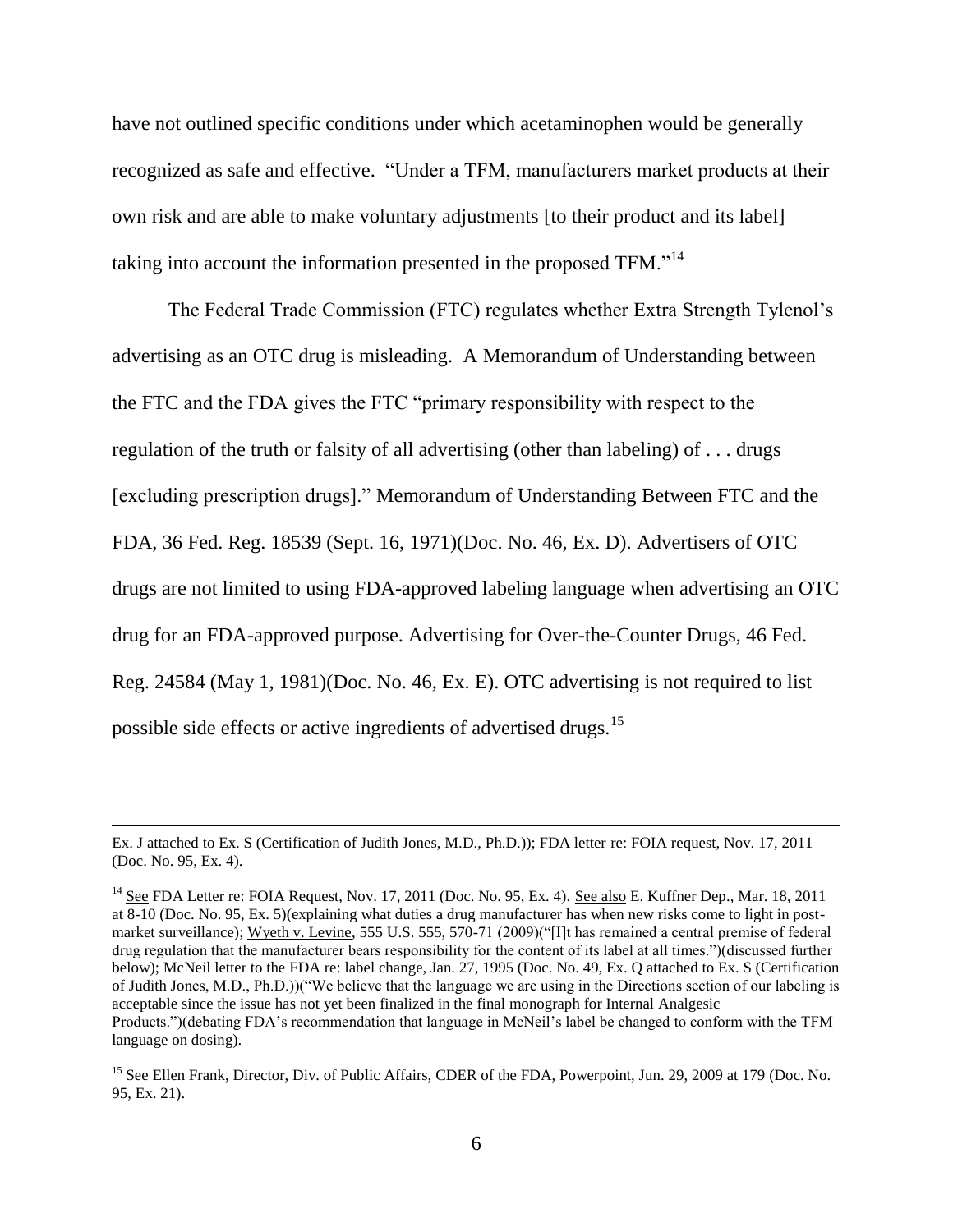have not outlined specific conditions under which acetaminophen would be generally recognized as safe and effective. "Under a TFM, manufacturers market products at their own risk and are able to make voluntary adjustments [to their product and its label] taking into account the information presented in the proposed TFM."[14]

The Federal Trade Commission (FTC) regulates whether Extra Strength Tylenol's advertising as an OTC drug is misleading. A Memorandum of Understanding between the FTC and the FDA gives the FTC "primary responsibility with respect to the regulation of the truth or falsity of all advertising (other than labeling) of . . . drugs [excluding prescription drugs]." Memorandum of Understanding Between FTC and the FDA, 36 Fed. Reg. 18539 (Sept. 16, 1971)(Doc. No. 46, Ex. D). Advertisers of OTC drugs are not limited to using FDA-approved labeling language when advertising an OTC drug for an FDA-approved purpose. Advertising for Over-the-Counter Drugs, 46 Fed. Reg. 24584 (May 1, 1981)(Doc. No. 46, Ex. E). OTC advertising is not required to list possible side effects or active ingredients of advertised drugs.[15]

---

Ex. J attached to Ex. S (Certification of Judith Jones, M.D., Ph.D.)); FDA letter re: FOIA request, Nov. 17, 2011 (Doc. No. 95, Ex. 4).

[14] See FDA Letter re: FOIA Request, Nov. 17, 2011 (Doc. No. 95, Ex. 4). See also E. Kuffner Dep., Mar. 18, 2011 at 8-10 (Doc. No. 95, Ex. 5)(explaining what duties a drug manufacturer has when new risks come to light in post-market surveillance); Wyeth v. Levine, 555 U.S. 555, 570-71 (2009)("[I]t has remained a central premise of federal drug regulation that the manufacturer bears responsibility for the content of its label at all times.")(discussed further below); McNeil letter to the FDA re: label change, Jan. 27, 1995 (Doc. No. 49, Ex. Q attached to Ex. S (Certification of Judith Jones, M.D., Ph.D.))("We believe that the language we are using in the Directions section of our labeling is acceptable since the issue has not yet been finalized in the final monograph for Internal Analgesic Products.")(debating FDA's recommendation that language in McNeil's label be changed to conform with the TFM language on dosing).

[15] See Ellen Frank, Director, Div. of Public Affairs, CDER of the FDA, Powerpoint, Jun. 29, 2009 at 179 (Doc. No. 95, Ex. 21).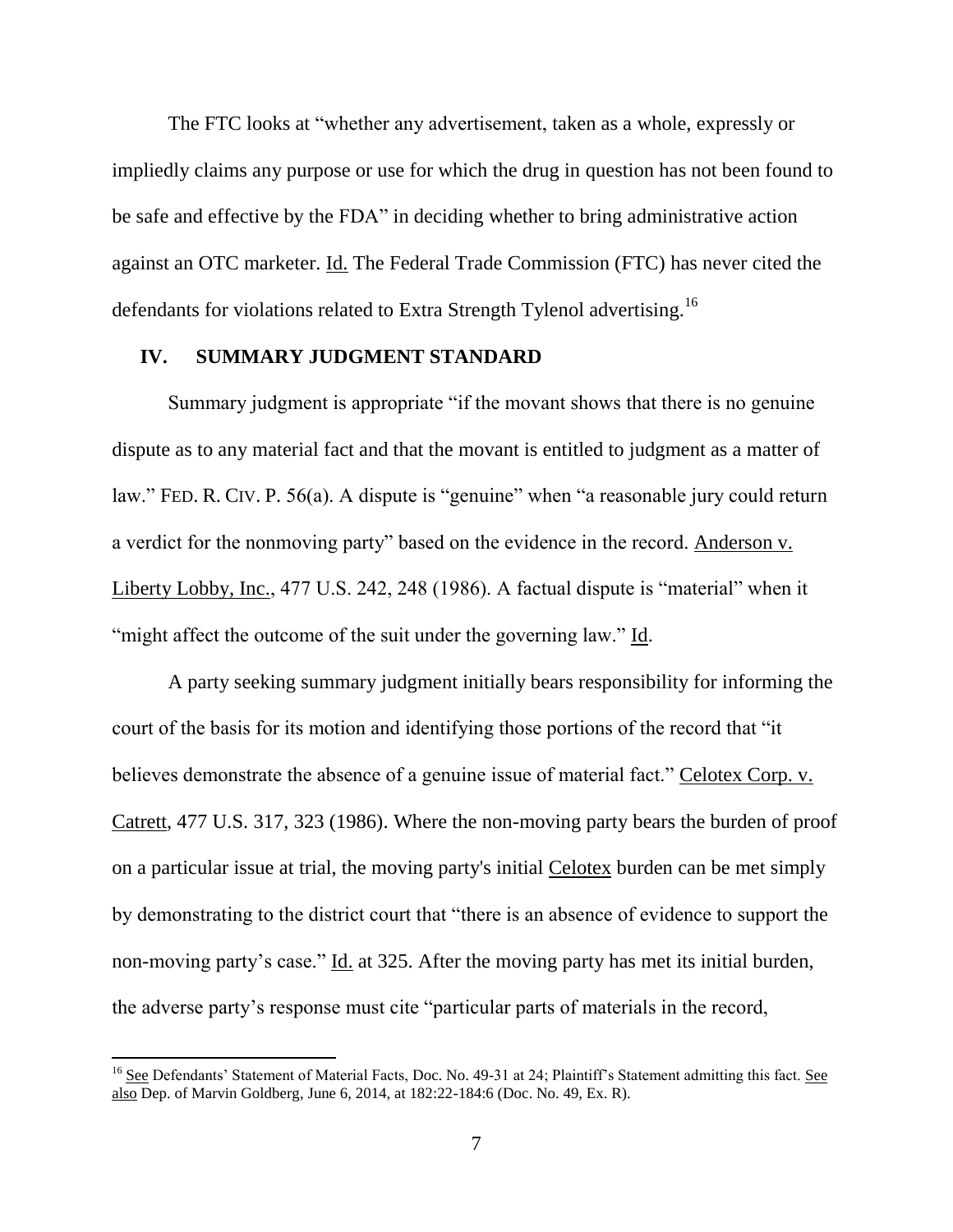The FTC looks at "whether any advertisement, taken as a whole, expressly or impliedly claims any purpose or use for which the drug in question has not been found to be safe and effective by the FDA" in deciding whether to bring administrative action against an OTC marketer. Id. The Federal Trade Commission (FTC) has never cited the defendants for violations related to Extra Strength Tylenol advertising.[16]

## IV. SUMMARY JUDGMENT STANDARD

Summary judgment is appropriate "if the movant shows that there is no genuine dispute as to any material fact and that the movant is entitled to judgment as a matter of law." FED. R. CIV. P. 56(a). A dispute is "genuine" when "a reasonable jury could return a verdict for the nonmoving party" based on the evidence in the record. Anderson v. Liberty Lobby, Inc., 477 U.S. 242, 248 (1986). A factual dispute is "material" when it "might affect the outcome of the suit under the governing law." Id.

A party seeking summary judgment initially bears responsibility for informing the court of the basis for its motion and identifying those portions of the record that "it believes demonstrate the absence of a genuine issue of material fact." Celotex Corp. v. Catrett, 477 U.S. 317, 323 (1986). Where the non-moving party bears the burden of proof on a particular issue at trial, the moving party's initial Celotex burden can be met simply by demonstrating to the district court that "there is an absence of evidence to support the non-moving party's case." Id. at 325. After the moving party has met its initial burden, the adverse party's response must cite "particular parts of materials in the record,

---

[16] See Defendants' Statement of Material Facts, Doc. No. 49-31 at 24; Plaintiff's Statement admitting this fact. See also Dep. of Marvin Goldberg, June 6, 2014, at 182:22-184:6 (Doc. No. 49, Ex. R).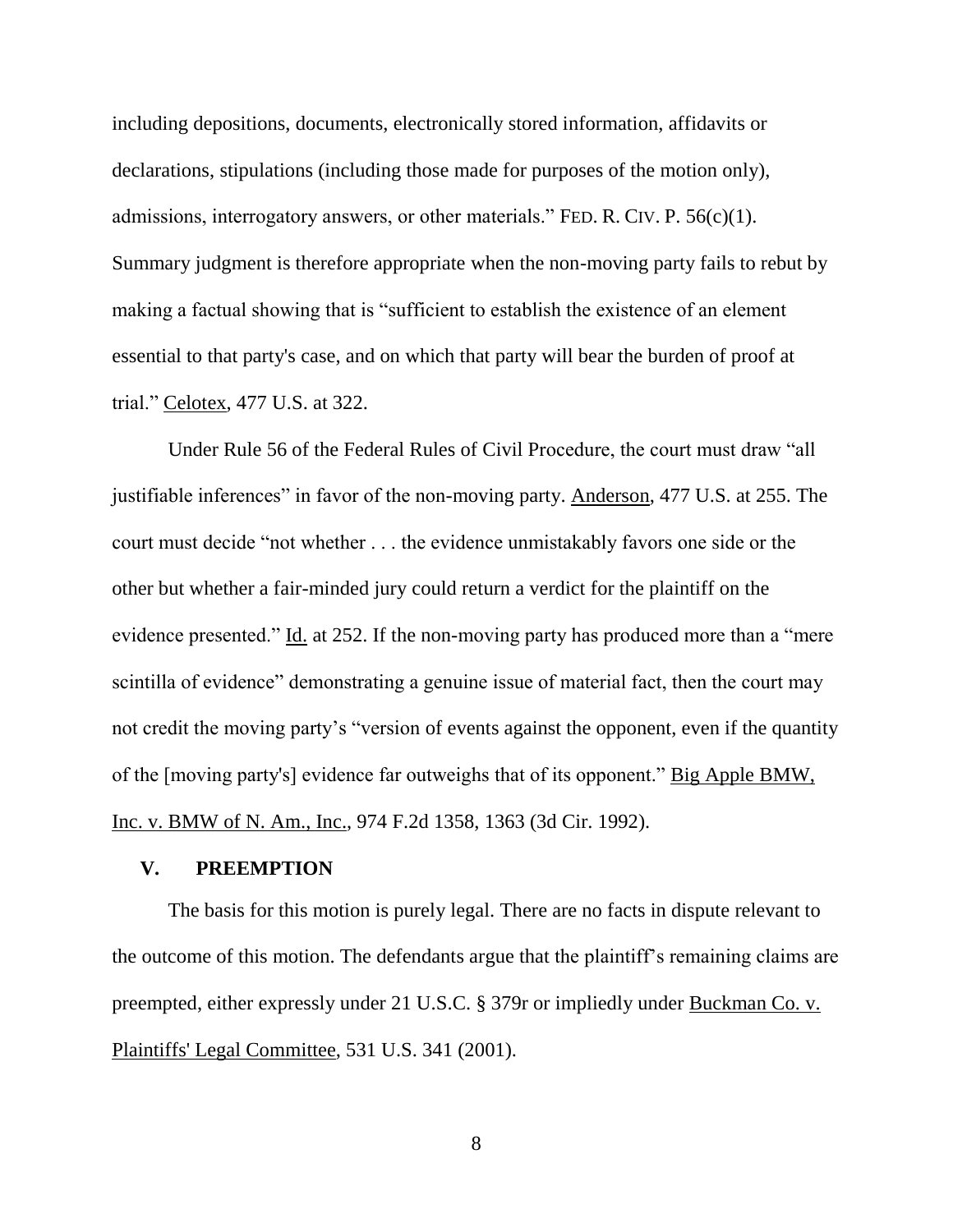including depositions, documents, electronically stored information, affidavits or declarations, stipulations (including those made for purposes of the motion only), admissions, interrogatory answers, or other materials." FED. R. CIV. P. 56(c)(1). Summary judgment is therefore appropriate when the non-moving party fails to rebut by making a factual showing that is "sufficient to establish the existence of an element essential to that party's case, and on which that party will bear the burden of proof at trial." Celotex, 477 U.S. at 322.

Under Rule 56 of the Federal Rules of Civil Procedure, the court must draw "all justifiable inferences" in favor of the non-moving party. Anderson, 477 U.S. at 255. The court must decide "not whether . . . the evidence unmistakably favors one side or the other but whether a fair-minded jury could return a verdict for the plaintiff on the evidence presented." Id. at 252. If the non-moving party has produced more than a "mere scintilla of evidence" demonstrating a genuine issue of material fact, then the court may not credit the moving party's "version of events against the opponent, even if the quantity of the [moving party's] evidence far outweighs that of its opponent." Big Apple BMW, Inc. v. BMW of N. Am., Inc., 974 F.2d 1358, 1363 (3d Cir. 1992).

## V. PREEMPTION

The basis for this motion is purely legal. There are no facts in dispute relevant to the outcome of this motion. The defendants argue that the plaintiff's remaining claims are preempted, either expressly under 21 U.S.C. § 379r or impliedly under Buckman Co. v. Plaintiffs' Legal Committee, 531 U.S. 341 (2001).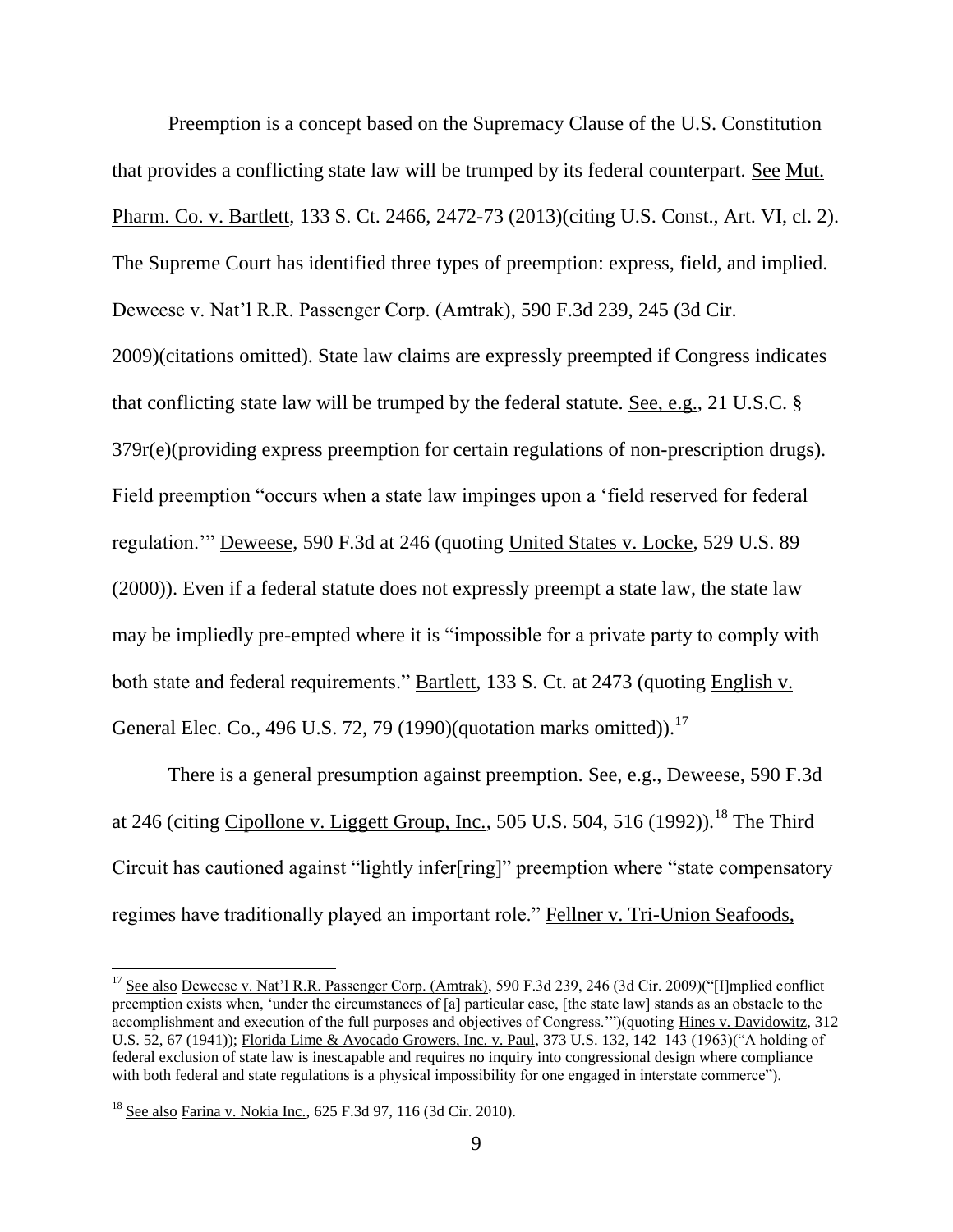Preemption is a concept based on the Supremacy Clause of the U.S. Constitution that provides a conflicting state law will be trumped by its federal counterpart. See Mut. Pharm. Co. v. Bartlett, 133 S. Ct. 2466, 2472-73 (2013)(citing U.S. Const., Art. VI, cl. 2). The Supreme Court has identified three types of preemption: express, field, and implied. Deweese v. Nat'l R.R. Passenger Corp. (Amtrak), 590 F.3d 239, 245 (3d Cir. 2009)(citations omitted). State law claims are expressly preempted if Congress indicates that conflicting state law will be trumped by the federal statute. See, e.g., 21 U.S.C. § 379r(e)(providing express preemption for certain regulations of non-prescription drugs). Field preemption "occurs when a state law impinges upon a 'field reserved for federal regulation.'" Deweese, 590 F.3d at 246 (quoting United States v. Locke, 529 U.S. 89 (2000)). Even if a federal statute does not expressly preempt a state law, the state law may be impliedly pre-empted where it is "impossible for a private party to comply with both state and federal requirements." Bartlett, 133 S. Ct. at 2473 (quoting English v. General Elec. Co., 496 U.S. 72, 79 (1990)(quotation marks omitted)).[17]

There is a general presumption against preemption. See, e.g., Deweese, 590 F.3d at 246 (citing Cipollone v. Liggett Group, Inc., 505 U.S. 504, 516 (1992)).[18] The Third Circuit has cautioned against "lightly infer[ring]" preemption where "state compensatory regimes have traditionally played an important role." Fellner v. Tri-Union Seafoods,

[17] See also Deweese v. Nat'l R.R. Passenger Corp. (Amtrak), 590 F.3d 239, 246 (3d Cir. 2009)("[I]mplied conflict preemption exists when, 'under the circumstances of [a] particular case, [the state law] stands as an obstacle to the accomplishment and execution of the full purposes and objectives of Congress.'")(quoting Hines v. Davidowitz, 312 U.S. 52, 67 (1941)); Florida Lime & Avocado Growers, Inc. v. Paul, 373 U.S. 132, 142–143 (1963)("A holding of federal exclusion of state law is inescapable and requires no inquiry into congressional design where compliance with both federal and state regulations is a physical impossibility for one engaged in interstate commerce").

[18] See also Farina v. Nokia Inc., 625 F.3d 97, 116 (3d Cir. 2010).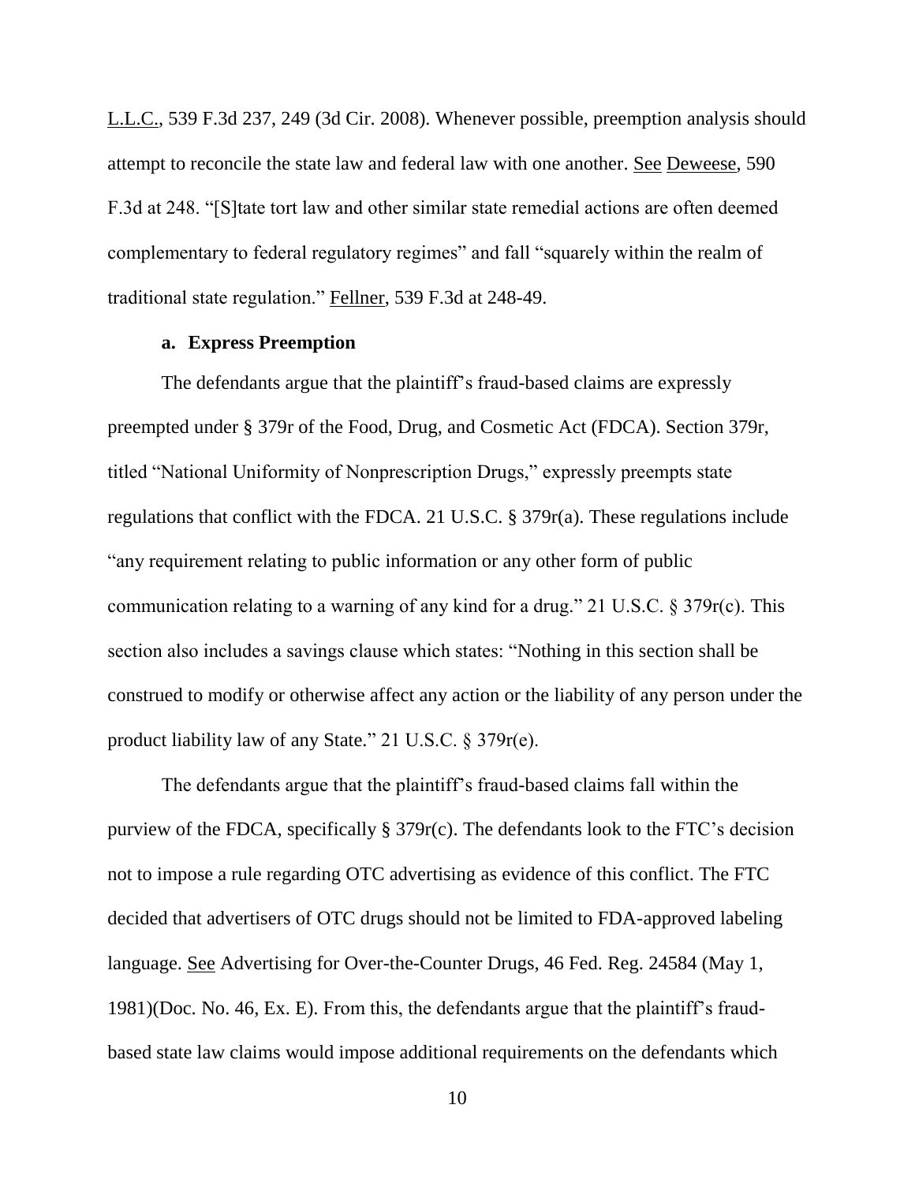L.L.C., 539 F.3d 237, 249 (3d Cir. 2008). Whenever possible, preemption analysis should attempt to reconcile the state law and federal law with one another. See Deweese, 590 F.3d at 248. "[S]tate tort law and other similar state remedial actions are often deemed complementary to federal regulatory regimes" and fall "squarely within the realm of traditional state regulation." Fellner, 539 F.3d at 248-49.

**a. Express Preemption**

The defendants argue that the plaintiff's fraud-based claims are expressly preempted under § 379r of the Food, Drug, and Cosmetic Act (FDCA). Section 379r, titled "National Uniformity of Nonprescription Drugs," expressly preempts state regulations that conflict with the FDCA. 21 U.S.C. § 379r(a). These regulations include "any requirement relating to public information or any other form of public communication relating to a warning of any kind for a drug." 21 U.S.C. § 379r(c). This section also includes a savings clause which states: "Nothing in this section shall be construed to modify or otherwise affect any action or the liability of any person under the product liability law of any State." 21 U.S.C. § 379r(e).

The defendants argue that the plaintiff's fraud-based claims fall within the purview of the FDCA, specifically § 379r(c). The defendants look to the FTC's decision not to impose a rule regarding OTC advertising as evidence of this conflict. The FTC decided that advertisers of OTC drugs should not be limited to FDA-approved labeling language. See Advertising for Over-the-Counter Drugs, 46 Fed. Reg. 24584 (May 1, 1981)(Doc. No. 46, Ex. E). From this, the defendants argue that the plaintiff's fraud-based state law claims would impose additional requirements on the defendants which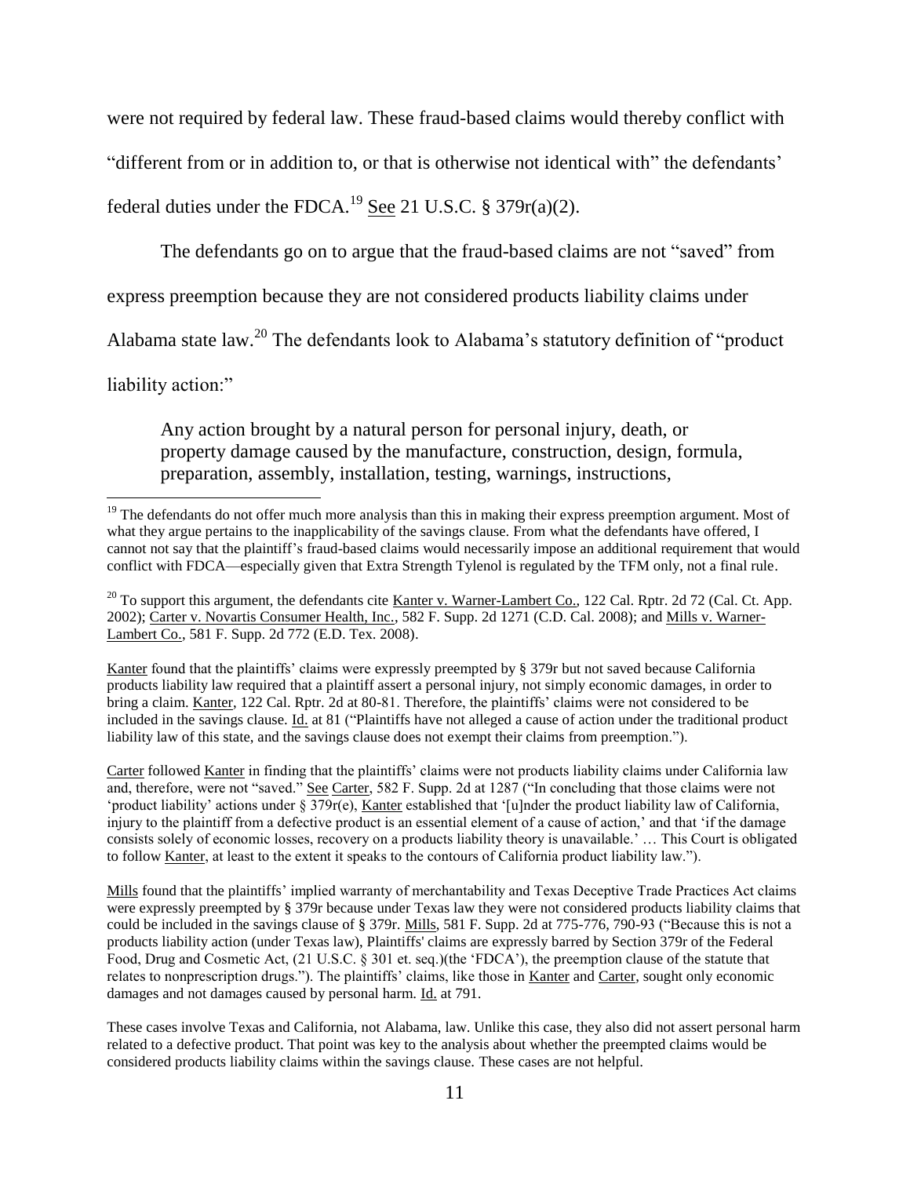were not required by federal law. These fraud-based claims would thereby conflict with "different from or in addition to, or that is otherwise not identical with" the defendants' federal duties under the FDCA.[19] See 21 U.S.C. § 379r(a)(2).

The defendants go on to argue that the fraud-based claims are not "saved" from express preemption because they are not considered products liability claims under Alabama state law.[20] The defendants look to Alabama's statutory definition of "product liability action:"

> Any action brought by a natural person for personal injury, death, or property damage caused by the manufacture, construction, design, formula, preparation, assembly, installation, testing, warnings, instructions,

---

[19] The defendants do not offer much more analysis than this in making their express preemption argument. Most of what they argue pertains to the inapplicability of the savings clause. From what the defendants have offered, I cannot not say that the plaintiff's fraud-based claims would necessarily impose an additional requirement that would conflict with FDCA—especially given that Extra Strength Tylenol is regulated by the TFM only, not a final rule.

[20] To support this argument, the defendants cite Kanter v. Warner-Lambert Co., 122 Cal. Rptr. 2d 72 (Cal. Ct. App. 2002); Carter v. Novartis Consumer Health, Inc., 582 F. Supp. 2d 1271 (C.D. Cal. 2008); and Mills v. Warner-Lambert Co., 581 F. Supp. 2d 772 (E.D. Tex. 2008).

Kanter found that the plaintiffs' claims were expressly preempted by § 379r but not saved because California products liability law required that a plaintiff assert a personal injury, not simply economic damages, in order to bring a claim. Kanter, 122 Cal. Rptr. 2d at 80-81. Therefore, the plaintiffs' claims were not considered to be included in the savings clause. Id. at 81 ("Plaintiffs have not alleged a cause of action under the traditional product liability law of this state, and the savings clause does not exempt their claims from preemption.").

Carter followed Kanter in finding that the plaintiffs' claims were not products liability claims under California law and, therefore, were not "saved." See Carter, 582 F. Supp. 2d at 1287 ("In concluding that those claims were not 'product liability' actions under § 379r(e), Kanter established that '[u]nder the product liability law of California, injury to the plaintiff from a defective product is an essential element of a cause of action,' and that 'if the damage consists solely of economic losses, recovery on a products liability theory is unavailable.' … This Court is obligated to follow Kanter, at least to the extent it speaks to the contours of California product liability law.").

Mills found that the plaintiffs' implied warranty of merchantability and Texas Deceptive Trade Practices Act claims were expressly preempted by § 379r because under Texas law they were not considered products liability claims that could be included in the savings clause of § 379r. Mills, 581 F. Supp. 2d at 775-776, 790-93 ("Because this is not a products liability action (under Texas law), Plaintiffs' claims are expressly barred by Section 379r of the Federal Food, Drug and Cosmetic Act, (21 U.S.C. § 301 et. seq.)(the 'FDCA'), the preemption clause of the statute that relates to nonprescription drugs."). The plaintiffs' claims, like those in Kanter and Carter, sought only economic damages and not damages caused by personal harm. Id. at 791.

These cases involve Texas and California, not Alabama, law. Unlike this case, they also did not assert personal harm related to a defective product. That point was key to the analysis about whether the preempted claims would be considered products liability claims within the savings clause. These cases are not helpful.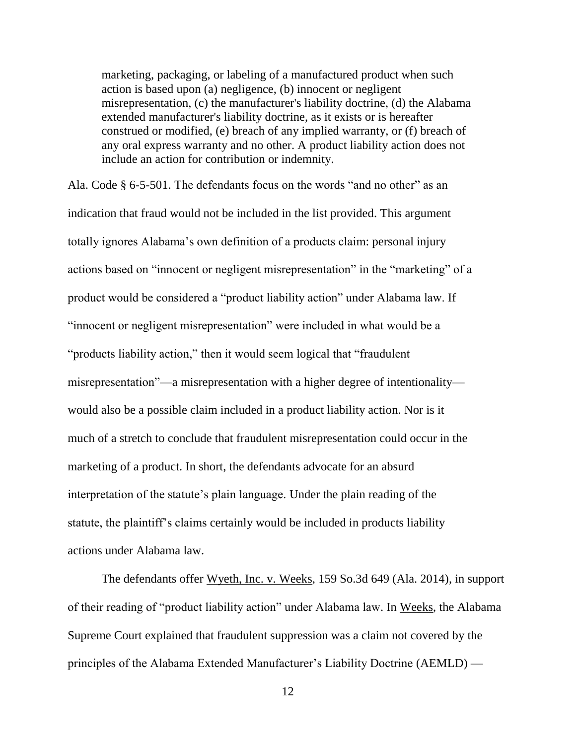> marketing, packaging, or labeling of a manufactured product when such action is based upon (a) negligence, (b) innocent or negligent misrepresentation, (c) the manufacturer's liability doctrine, (d) the Alabama extended manufacturer's liability doctrine, as it exists or is hereafter construed or modified, (e) breach of any implied warranty, or (f) breach of any oral express warranty and no other. A product liability action does not include an action for contribution or indemnity.

Ala. Code § 6-5-501. The defendants focus on the words "and no other" as an indication that fraud would not be included in the list provided. This argument totally ignores Alabama's own definition of a products claim: personal injury actions based on "innocent or negligent misrepresentation" in the "marketing" of a product would be considered a "product liability action" under Alabama law. If "innocent or negligent misrepresentation" were included in what would be a "products liability action," then it would seem logical that "fraudulent misrepresentation"—a misrepresentation with a higher degree of intentionality—would also be a possible claim included in a product liability action. Nor is it much of a stretch to conclude that fraudulent misrepresentation could occur in the marketing of a product. In short, the defendants advocate for an absurd interpretation of the statute's plain language. Under the plain reading of the statute, the plaintiff's claims certainly would be included in products liability actions under Alabama law.

The defendants offer Wyeth, Inc. v. Weeks, 159 So.3d 649 (Ala. 2014), in support of their reading of "product liability action" under Alabama law. In Weeks, the Alabama Supreme Court explained that fraudulent suppression was a claim not covered by the principles of the Alabama Extended Manufacturer's Liability Doctrine (AEMLD) —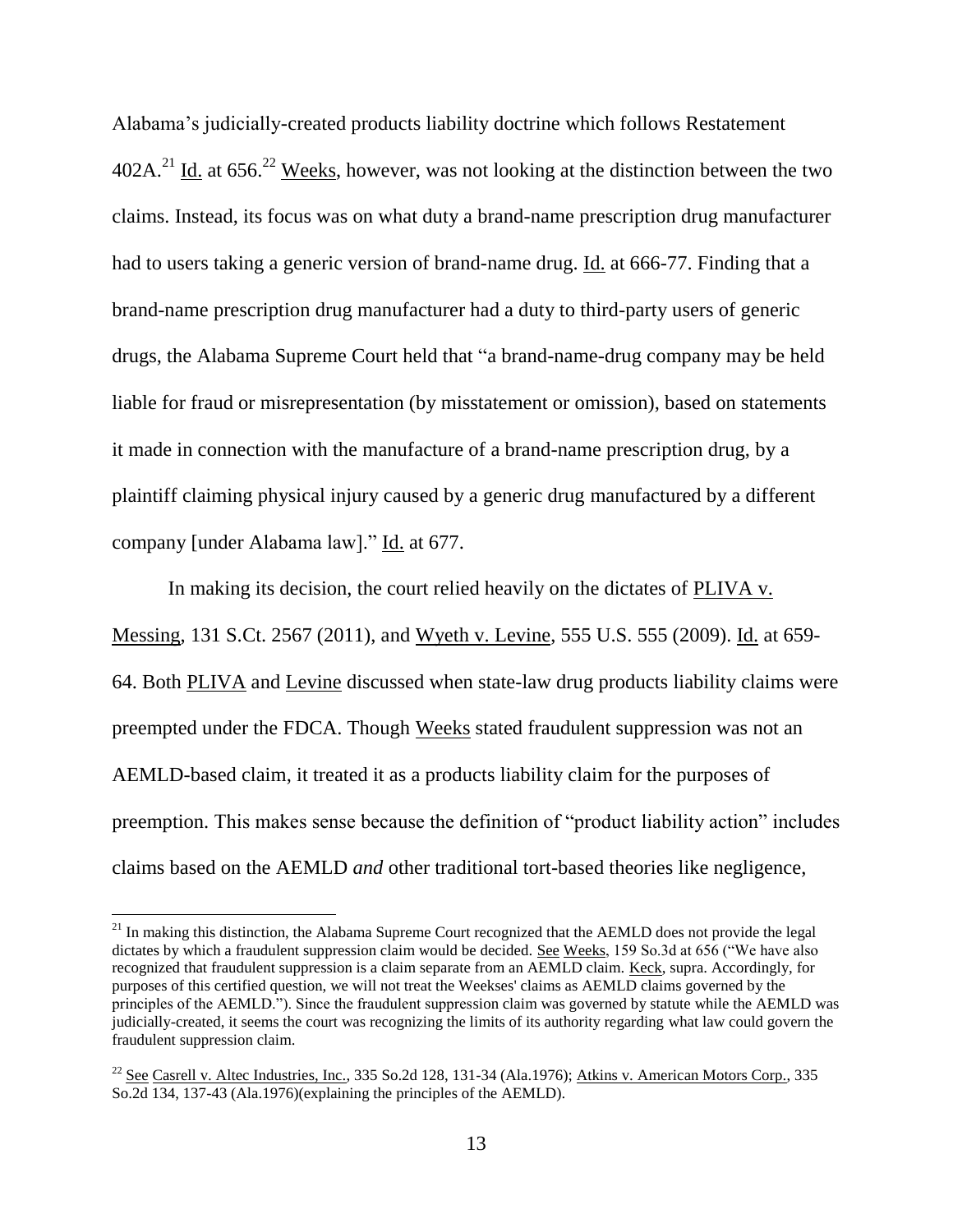Alabama's judicially-created products liability doctrine which follows Restatement 402A.[21] Id. at 656.[22] Weeks, however, was not looking at the distinction between the two claims. Instead, its focus was on what duty a brand-name prescription drug manufacturer had to users taking a generic version of brand-name drug. Id. at 666-77. Finding that a brand-name prescription drug manufacturer had a duty to third-party users of generic drugs, the Alabama Supreme Court held that "a brand-name-drug company may be held liable for fraud or misrepresentation (by misstatement or omission), based on statements it made in connection with the manufacture of a brand-name prescription drug, by a plaintiff claiming physical injury caused by a generic drug manufactured by a different company [under Alabama law]." Id. at 677.

In making its decision, the court relied heavily on the dictates of PLIVA v. Messing, 131 S.Ct. 2567 (2011), and Wyeth v. Levine, 555 U.S. 555 (2009). Id. at 659-64. Both PLIVA and Levine discussed when state-law drug products liability claims were preempted under the FDCA. Though Weeks stated fraudulent suppression was not an AEMLD-based claim, it treated it as a products liability claim for the purposes of preemption. This makes sense because the definition of "product liability action" includes claims based on the AEMLD *and* other traditional tort-based theories like negligence,

---

[21] In making this distinction, the Alabama Supreme Court recognized that the AEMLD does not provide the legal dictates by which a fraudulent suppression claim would be decided. See Weeks, 159 So.3d at 656 ("We have also recognized that fraudulent suppression is a claim separate from an AEMLD claim. Keck, supra. Accordingly, for purposes of this certified question, we will not treat the Weekses' claims as AEMLD claims governed by the principles of the AEMLD."). Since the fraudulent suppression claim was governed by statute while the AEMLD was judicially-created, it seems the court was recognizing the limits of its authority regarding what law could govern the fraudulent suppression claim.

[22] See Casrell v. Altec Industries, Inc., 335 So.2d 128, 131-34 (Ala.1976); Atkins v. American Motors Corp., 335 So.2d 134, 137-43 (Ala.1976)(explaining the principles of the AEMLD).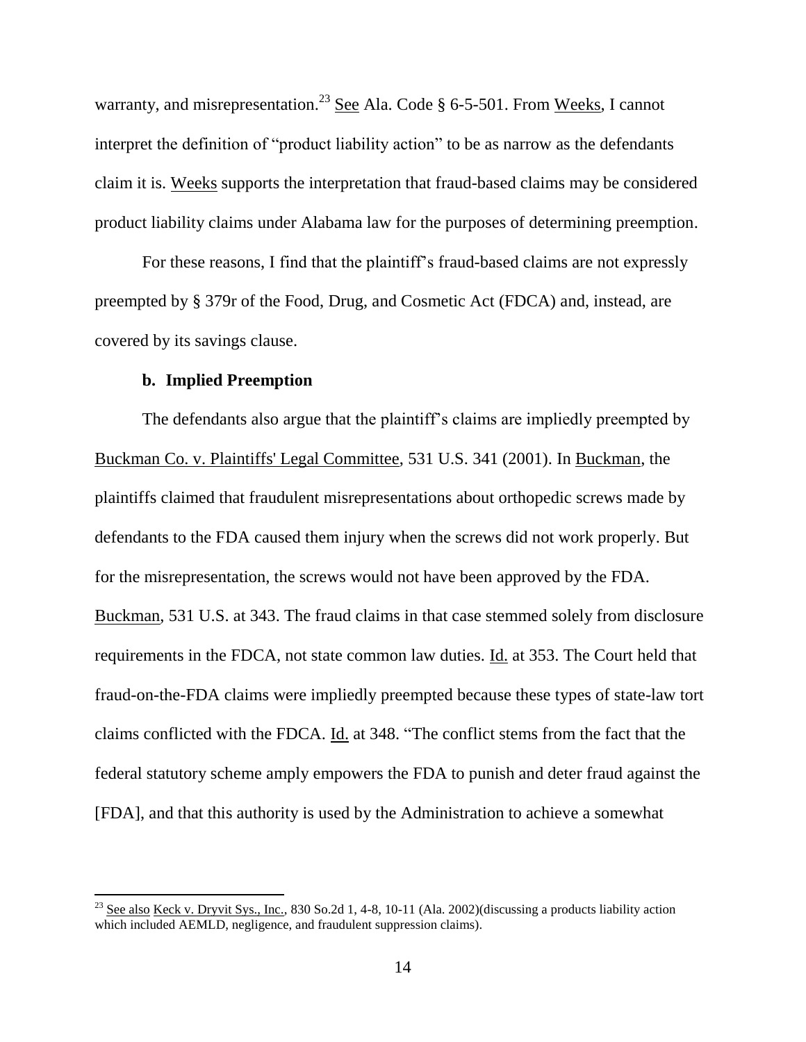warranty, and misrepresentation.[23] See Ala. Code § 6-5-501. From Weeks, I cannot interpret the definition of "product liability action" to be as narrow as the defendants claim it is. Weeks supports the interpretation that fraud-based claims may be considered product liability claims under Alabama law for the purposes of determining preemption.

For these reasons, I find that the plaintiff's fraud-based claims are not expressly preempted by § 379r of the Food, Drug, and Cosmetic Act (FDCA) and, instead, are covered by its savings clause.

### b. Implied Preemption

The defendants also argue that the plaintiff's claims are impliedly preempted by Buckman Co. v. Plaintiffs' Legal Committee, 531 U.S. 341 (2001). In Buckman, the plaintiffs claimed that fraudulent misrepresentations about orthopedic screws made by defendants to the FDA caused them injury when the screws did not work properly. But for the misrepresentation, the screws would not have been approved by the FDA. Buckman, 531 U.S. at 343. The fraud claims in that case stemmed solely from disclosure requirements in the FDCA, not state common law duties. Id. at 353. The Court held that fraud-on-the-FDA claims were impliedly preempted because these types of state-law tort claims conflicted with the FDCA. Id. at 348. "The conflict stems from the fact that the federal statutory scheme amply empowers the FDA to punish and deter fraud against the [FDA], and that this authority is used by the Administration to achieve a somewhat

[23] See also Keck v. Dryvit Sys., Inc., 830 So.2d 1, 4-8, 10-11 (Ala. 2002)(discussing a products liability action which included AEMLD, negligence, and fraudulent suppression claims).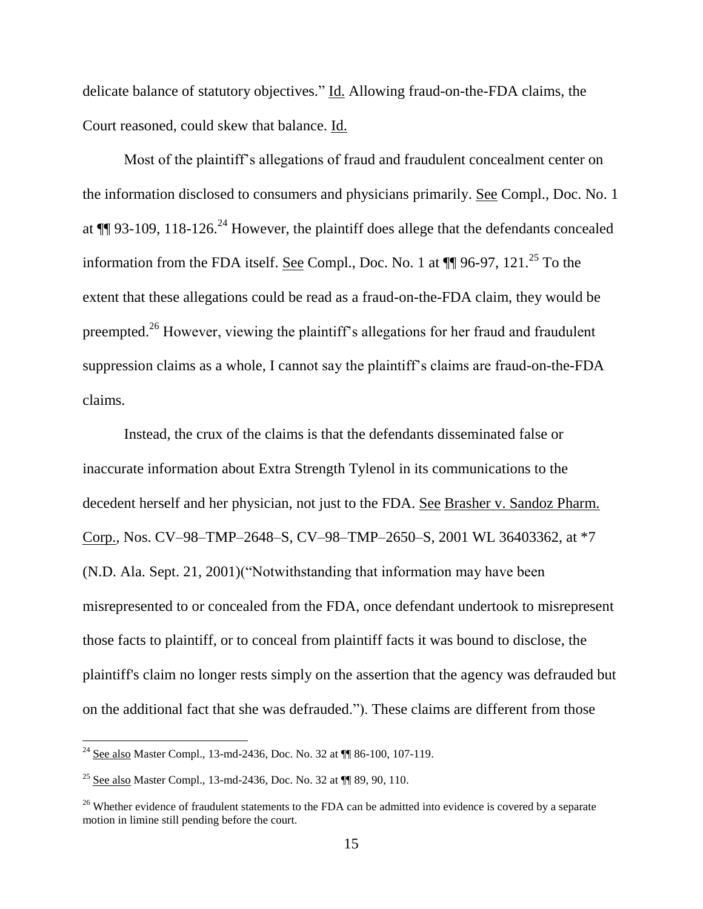delicate balance of statutory objectives." Id. Allowing fraud-on-the-FDA claims, the Court reasoned, could skew that balance. Id.

Most of the plaintiff's allegations of fraud and fraudulent concealment center on the information disclosed to consumers and physicians primarily. See Compl., Doc. No. 1 at ¶¶ 93-109, 118-126.[24] However, the plaintiff does allege that the defendants concealed information from the FDA itself. See Compl., Doc. No. 1 at ¶¶ 96-97, 121.[25] To the extent that these allegations could be read as a fraud-on-the-FDA claim, they would be preempted.[26] However, viewing the plaintiff's allegations for her fraud and fraudulent suppression claims as a whole, I cannot say the plaintiff's claims are fraud-on-the-FDA claims.

Instead, the crux of the claims is that the defendants disseminated false or inaccurate information about Extra Strength Tylenol in its communications to the decedent herself and her physician, not just to the FDA. See Brasher v. Sandoz Pharm. Corp., Nos. CV–98–TMP–2648–S, CV–98–TMP–2650–S, 2001 WL 36403362, at *7 (N.D. Ala. Sept. 21, 2001)("Notwithstanding that information may have been misrepresented to or concealed from the FDA, once defendant undertook to misrepresent those facts to plaintiff, or to conceal from plaintiff facts it was bound to disclose, the plaintiff's claim no longer rests simply on the assertion that the agency was defrauded but on the additional fact that she was defrauded."). These claims are different from those

---

[24] See also Master Compl., 13-md-2436, Doc. No. 32 at ¶¶ 86-100, 107-119.

[25] See also Master Compl., 13-md-2436, Doc. No. 32 at ¶¶ 89, 90, 110.

[26] Whether evidence of fraudulent statements to the FDA can be admitted into evidence is covered by a separate motion in limine still pending before the court.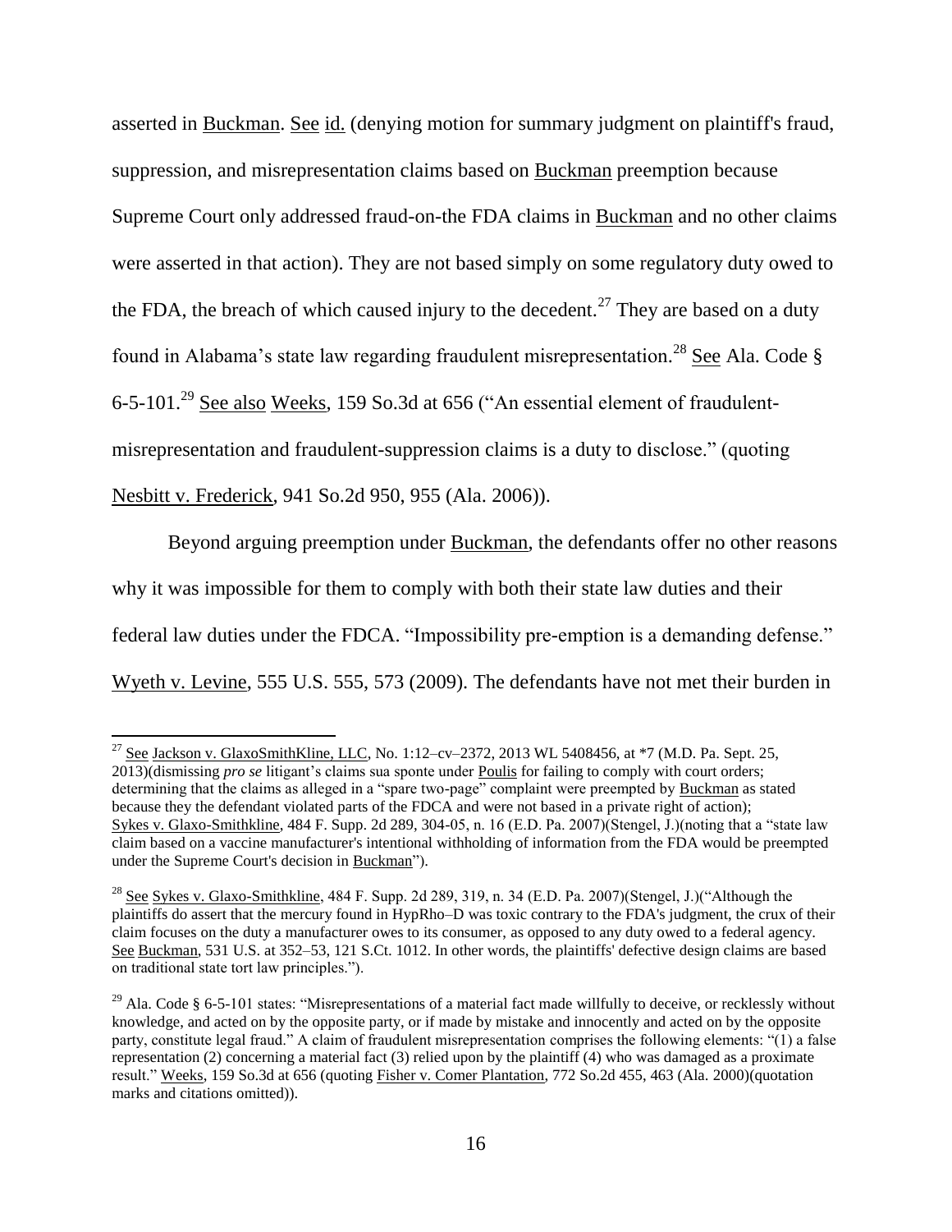asserted in Buckman. See id. (denying motion for summary judgment on plaintiff's fraud, suppression, and misrepresentation claims based on Buckman preemption because Supreme Court only addressed fraud-on-the FDA claims in Buckman and no other claims were asserted in that action). They are not based simply on some regulatory duty owed to the FDA, the breach of which caused injury to the decedent.[27] They are based on a duty found in Alabama's state law regarding fraudulent misrepresentation.[28] See Ala. Code § 6-5-101.[29] See also Weeks, 159 So.3d at 656 ("An essential element of fraudulent-misrepresentation and fraudulent-suppression claims is a duty to disclose." (quoting Nesbitt v. Frederick, 941 So.2d 950, 955 (Ala. 2006)).

Beyond arguing preemption under Buckman, the defendants offer no other reasons why it was impossible for them to comply with both their state law duties and their federal law duties under the FDCA. "Impossibility pre-emption is a demanding defense." Wyeth v. Levine, 555 U.S. 555, 573 (2009). The defendants have not met their burden in

---

[27] See Jackson v. GlaxoSmithKline, LLC, No. 1:12–cv–2372, 2013 WL 5408456, at *7 (M.D. Pa. Sept. 25, 2013)(dismissing *pro se* litigant's claims sua sponte under Poulis for failing to comply with court orders; determining that the claims as alleged in a "spare two-page" complaint were preempted by Buckman as stated because they the defendant violated parts of the FDCA and were not based in a private right of action); Sykes v. Glaxo-Smithkline, 484 F. Supp. 2d 289, 304-05, n. 16 (E.D. Pa. 2007)(Stengel, J.)(noting that a "state law claim based on a vaccine manufacturer's intentional withholding of information from the FDA would be preempted under the Supreme Court's decision in Buckman").

[28] See Sykes v. Glaxo-Smithkline, 484 F. Supp. 2d 289, 319, n. 34 (E.D. Pa. 2007)(Stengel, J.)("Although the plaintiffs do assert that the mercury found in HypRho–D was toxic contrary to the FDA's judgment, the crux of their claim focuses on the duty a manufacturer owes to its consumer, as opposed to any duty owed to a federal agency. See Buckman, 531 U.S. at 352–53, 121 S.Ct. 1012. In other words, the plaintiffs' defective design claims are based on traditional state tort law principles.").

[29] Ala. Code § 6-5-101 states: "Misrepresentations of a material fact made willfully to deceive, or recklessly without knowledge, and acted on by the opposite party, or if made by mistake and innocently and acted on by the opposite party, constitute legal fraud." A claim of fraudulent misrepresentation comprises the following elements: "(1) a false representation (2) concerning a material fact (3) relied upon by the plaintiff (4) who was damaged as a proximate result." Weeks, 159 So.3d at 656 (quoting Fisher v. Comer Plantation, 772 So.2d 455, 463 (Ala. 2000)(quotation marks and citations omitted)).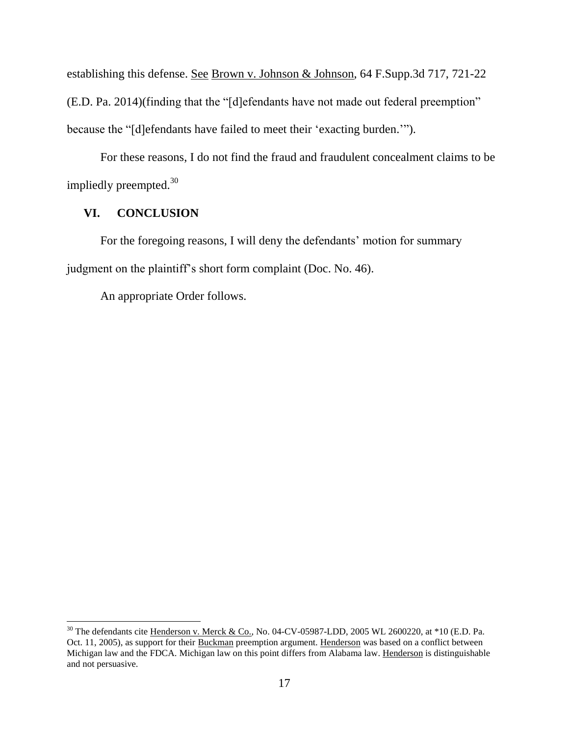establishing this defense. See Brown v. Johnson & Johnson, 64 F.Supp.3d 717, 721-22 (E.D. Pa. 2014)(finding that the "[d]efendants have not made out federal preemption" because the "[d]efendants have failed to meet their 'exacting burden.'").

For these reasons, I do not find the fraud and fraudulent concealment claims to be impliedly preempted.[30]

## VI. CONCLUSION

For the foregoing reasons, I will deny the defendants' motion for summary judgment on the plaintiff's short form complaint (Doc. No. 46).

An appropriate Order follows.

---

[30] The defendants cite Henderson v. Merck & Co., No. 04-CV-05987-LDD, 2005 WL 2600220, at *10 (E.D. Pa. Oct. 11, 2005), as support for their Buckman preemption argument. Henderson was based on a conflict between Michigan law and the FDCA. Michigan law on this point differs from Alabama law. Henderson is distinguishable and not persuasive.